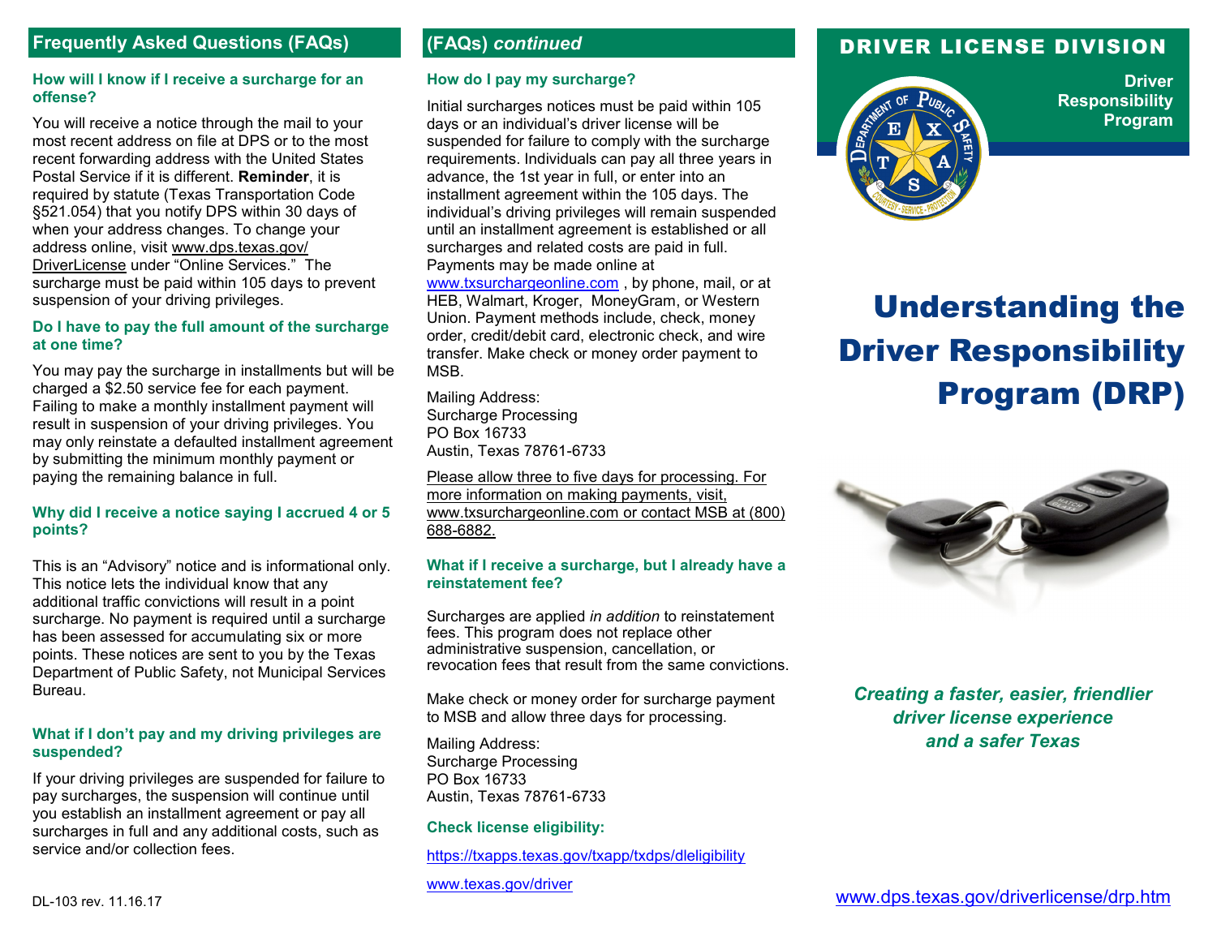## Frequently Asked Questions (FAQs)

### How will I know if I receive a surcharge for an offense?

You will receive a notice through the mail to your most recent address on file at DPS or to the most recent forwarding address with the United States Postal Service if it is different. **Reminder**, it is required by statute (Texas Transportation Code §521.054) that you notify DPS within 30 days of when your address changes. To change your address online, visit www.dps.texas.gov/DriverLicense under "Online Services." The surcharge must be paid within 105 days to prevent suspension of your driving privileges.

### Do I have to pay the full amount of the surcharge at one time?

You may pay the surcharge in installments but will be charged a $2.50 service fee for each payment. Failing to make a monthly installment payment will result in suspension of your driving privileges. You may only reinstate a defaulted installment agreement by submitting the minimum monthly payment or paying the remaining balance in full.

### Why did I receive a notice saying I accrued 4 or 5 points?

This is an "Advisory" notice and is informational only. This notice lets the individual know that any additional traffic convictions will result in a point surcharge. No payment is required until a surcharge has been assessed for accumulating six or more points. These notices are sent to you by the Texas Department of Public Safety, not Municipal Services Bureau.

### What if I don't pay and my driving privileges are suspended?

If your driving privileges are suspended for failure to pay surcharges, the suspension will continue until you establish an installment agreement or pay all surcharges in full and any additional costs, such as service and/or collection fees.

DL-103 rev. 11.16.17

## (FAQs) *continued*

### How do I pay my surcharge?

Initial surcharges notices must be paid within 105 days or an individual's driver license will be suspended for failure to comply with the surcharge requirements. Individuals can pay all three years in advance, the 1st year in full, or enter into an installment agreement within the 105 days. The individual's driving privileges will remain suspended until an installment agreement is established or all surcharges and related costs are paid in full. Payments may be made online at www.txsurchargeonline.com , by phone, mail, or at HEB, Walmart, Kroger, MoneyGram, or Western Union. Payment methods include, check, money order, credit/debit card, electronic check, and wire transfer. Make check or money order payment to MSB.

Mailing Address:
Surcharge Processing
PO Box 16733
Austin, Texas 78761-6733

Please allow three to five days for processing. For more information on making payments, visit, www.txsurchargeonline.com or contact MSB at (800) 688-6882.

### What if I receive a surcharge, but I already have a reinstatement fee?

Surcharges are applied *in addition* to reinstatement fees. This program does not replace other administrative suspension, cancellation, or revocation fees that result from the same convictions.

Make check or money order for surcharge payment to MSB and allow three days for processing.

Mailing Address:
Surcharge Processing
PO Box 16733
Austin, Texas 78761-6733

### Check license eligibility:

https://txapps.texas.gov/txapp/txdps/dleligibility

www.texas.gov/driver

## DRIVER LICENSE DIVISION

**Driver Responsibility Program**

# Understanding the Driver Responsibility Program (DRP)

***Creating a faster, easier, friendlier driver license experience and a safer Texas***

www.dps.texas.gov/driverlicense/drp.htm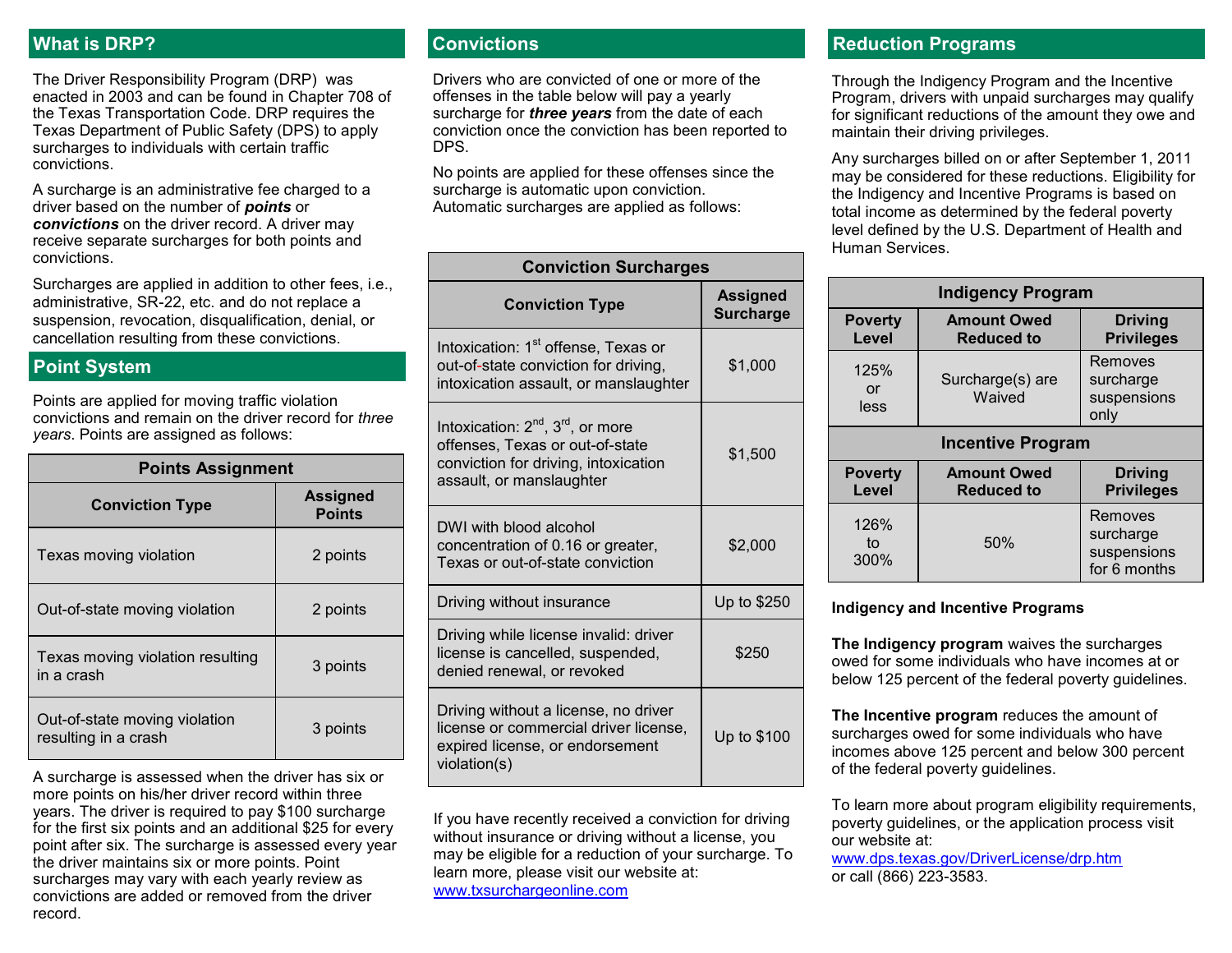## What is DRP?

The Driver Responsibility Program (DRP) was enacted in 2003 and can be found in Chapter 708 of the Texas Transportation Code. DRP requires the Texas Department of Public Safety (DPS) to apply surcharges to individuals with certain traffic convictions.

A surcharge is an administrative fee charged to a driver based on the number of ***points*** or ***convictions*** on the driver record. A driver may receive separate surcharges for both points and convictions.

Surcharges are applied in addition to other fees, i.e., administrative, SR-22, etc. and do not replace a suspension, revocation, disqualification, denial, or cancellation resulting from these convictions.

## Point System

Points are applied for moving traffic violation convictions and remain on the driver record for *three years*. Points are assigned as follows:

| Points Assignment | |
|---|---|
| **Conviction Type** | **Assigned Points** |
| Texas moving violation | 2 points |
| Out-of-state moving violation | 2 points |
| Texas moving violation resulting in a crash | 3 points |
| Out-of-state moving violation resulting in a crash | 3 points |

A surcharge is assessed when the driver has six or more points on his/her driver record within three years. The driver is required to pay $100 surcharge for the first six points and an additional $25 for every point after six. The surcharge is assessed every year the driver maintains six or more points. Point surcharges may vary with each yearly review as convictions are added or removed from the driver record.

## Convictions

Drivers who are convicted of one or more of the offenses in the table below will pay a yearly surcharge for ***three years*** from the date of each conviction once the conviction has been reported to DPS.

No points are applied for these offenses since the surcharge is automatic upon conviction. Automatic surcharges are applied as follows:

| Conviction Surcharges | |
|---|---|
| **Conviction Type** | **Assigned Surcharge** |
| Intoxication: 1st offense, Texas or out-of-state conviction for driving, intoxication assault, or manslaughter | $1,000 |
| Intoxication: 2nd, 3rd, or more offenses, Texas or out-of-state conviction for driving, intoxication assault, or manslaughter | $1,500 |
| DWI with blood alcohol concentration of 0.16 or greater, Texas or out-of-state conviction | $2,000 |
| Driving without insurance | Up to $250 |
| Driving while license invalid: driver license is cancelled, suspended, denied renewal, or revoked | $250 |
| Driving without a license, no driver license or commercial driver license, expired license, or endorsement violation(s) | Up to $100 |

If you have recently received a conviction for driving without insurance or driving without a license, you may be eligible for a reduction of your surcharge. To learn more, please visit our website at: www.txsurchargeonline.com

## Reduction Programs

Through the Indigency Program and the Incentive Program, drivers with unpaid surcharges may qualify for significant reductions of the amount they owe and maintain their driving privileges.

Any surcharges billed on or after September 1, 2011 may be considered for these reductions. Eligibility for the Indigency and Incentive Programs is based on total income as determined by the federal poverty level defined by the U.S. Department of Health and Human Services.

| Indigency Program | | |
|---|---|---|
| **Poverty Level** | **Amount Owed Reduced to** | **Driving Privileges** |
| 125% or less | Surcharge(s) are Waived | Removes surcharge suspensions only |
| **Incentive Program** | | |
| **Poverty Level** | **Amount Owed Reduced to** | **Driving Privileges** |
| 126% to 300% | 50% | Removes surcharge suspensions for 6 months |

**Indigency and Incentive Programs**

**The Indigency program** waives the surcharges owed for some individuals who have incomes at or below 125 percent of the federal poverty guidelines.

**The Incentive program** reduces the amount of surcharges owed for some individuals who have incomes above 125 percent and below 300 percent of the federal poverty guidelines.

To learn more about program eligibility requirements, poverty guidelines, or the application process visit our website at: www.dps.texas.gov/DriverLicense/drp.htm or call (866) 223-3583.